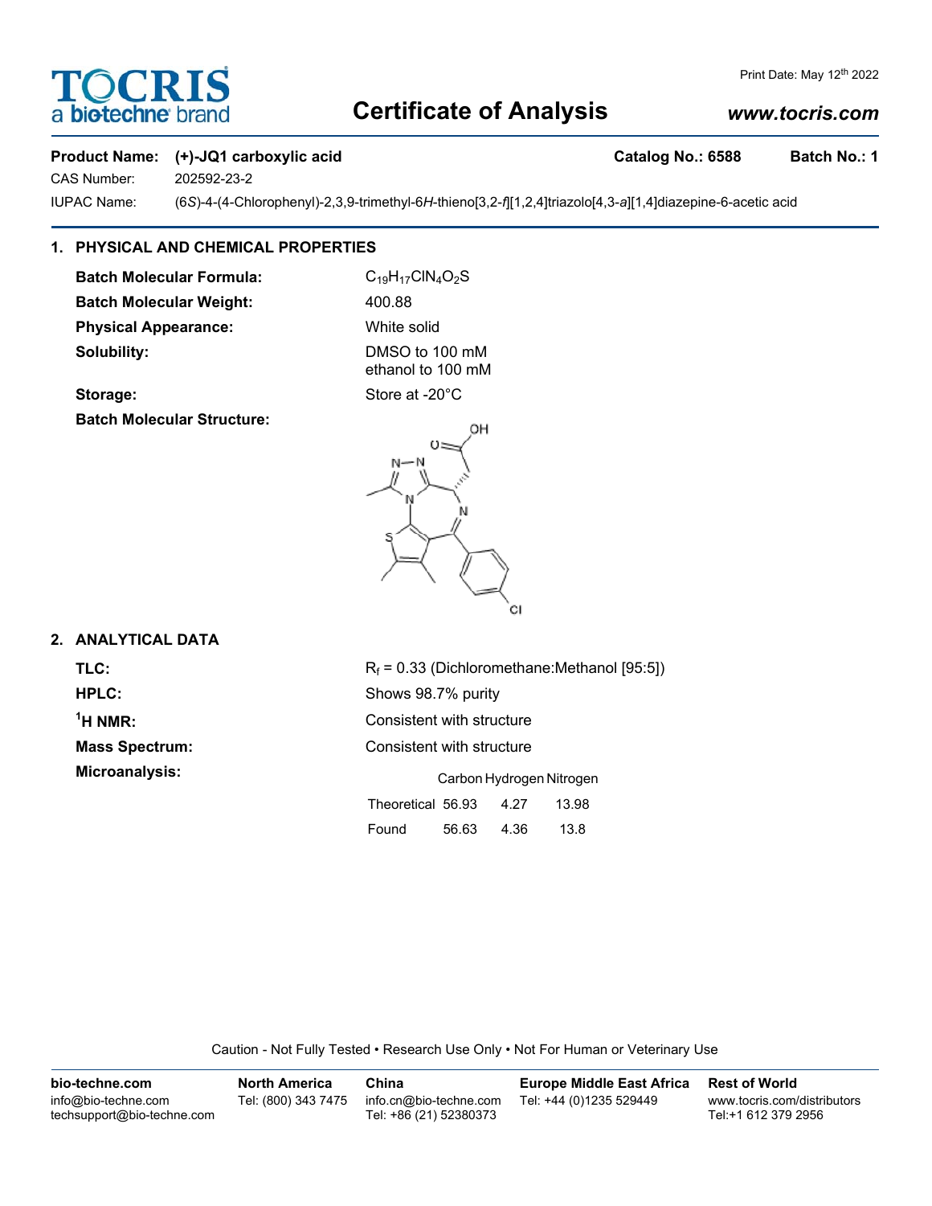# Certificate of Analysis

Print Date: May 12th 2022

www.tocris.com

**Product Name: (+)-JQ1 carboxylic acid** **Catalog No.: 6588** **Batch No.: 1**

CAS Number: 202592-23-2

IUPAC Name: (6*S*)-4-(4-Chlorophenyl)-2,3,9-trimethyl-6*H*-thieno[3,2-*f*][1,2,4]triazolo[4,3-*a*][1,4]diazepine-6-acetic acid

## 1. PHYSICAL AND CHEMICAL PROPERTIES

**Batch Molecular Formula:** $C_{19}H_{17}ClN_4O_2S$

**Batch Molecular Weight:** 400.88

**Physical Appearance:** White solid

**Solubility:** DMSO to 100 mM
ethanol to 100 mM

**Storage:** Store at -20°C

**Batch Molecular Structure:**

## 2. ANALYTICAL DATA

**TLC:** $R_f$ = 0.33 (Dichloromethane:Methanol [95:5])

**HPLC:** Shows 98.7% purity

**$^1$H NMR:** Consistent with structure

**Mass Spectrum:** Consistent with structure

**Microanalysis:**

| | Carbon | Hydrogen | Nitrogen |
|---|---|---|---|
| Theoretical | 56.93 | 4.27 | 13.98 |
| Found | 56.63 | 4.36 | 13.8 |

Caution - Not Fully Tested • Research Use Only • Not For Human or Veterinary Use

**bio-techne.com**
info@bio-techne.com
techsupport@bio-techne.com

**North America**
Tel: (800) 343 7475

**China**
info.cn@bio-techne.com
Tel: +86 (21) 52380373

**Europe Middle East Africa**
Tel: +44 (0)1235 529449

**Rest of World**
www.tocris.com/distributors
Tel:+1 612 379 2956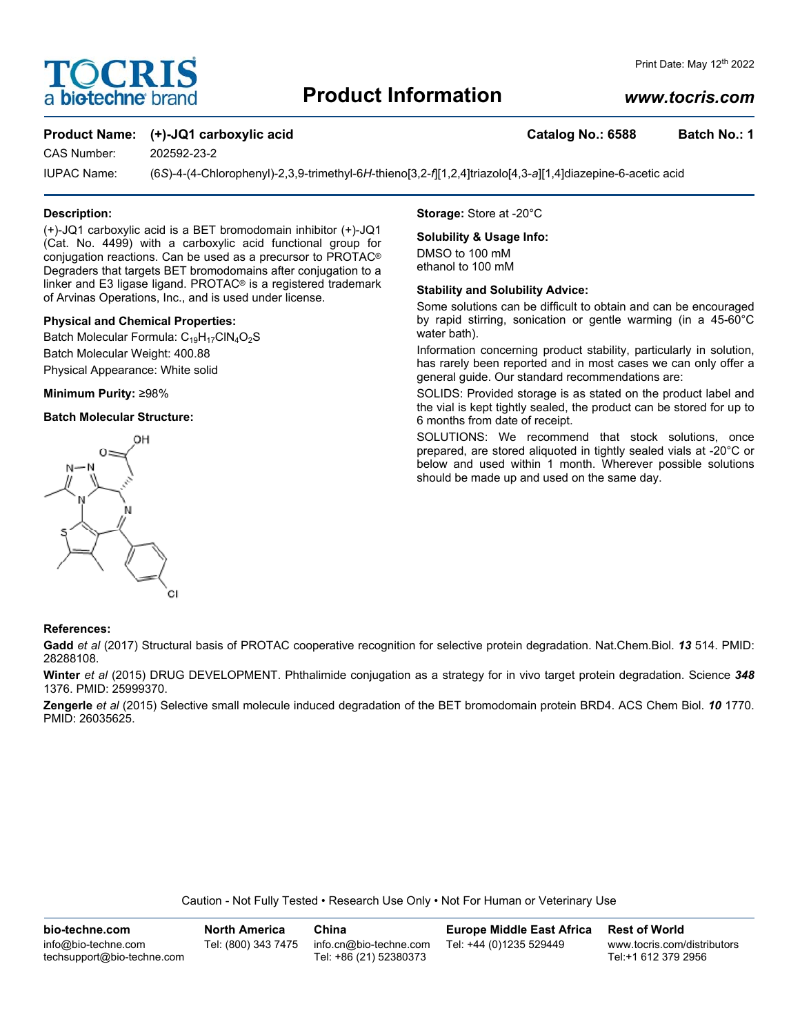# Product Information

Print Date: May 12th 2022

www.tocris.com

**Product Name: (+)-JQ1 carboxylic acid** **Catalog No.: 6588** **Batch No.: 1**

CAS Number: 202592-23-2

IUPAC Name: (6*S*)-4-(4-Chlorophenyl)-2,3,9-trimethyl-6*H*-thieno[3,2-*f*][1,2,4]triazolo[4,3-*a*][1,4]diazepine-6-acetic acid

### Description:

(+)-JQ1 carboxylic acid is a BET bromodomain inhibitor (+)-JQ1 (Cat. No. 4499) with a carboxylic acid functional group for conjugation reactions. Can be used as a precursor to PROTAC® Degraders that targets BET bromodomains after conjugation to a linker and E3 ligase ligand. PROTAC® is a registered trademark of Arvinas Operations, Inc., and is used under license.

### Physical and Chemical Properties:

Batch Molecular Formula: $C_{19}H_{17}ClN_4O_2S$

Batch Molecular Weight: 400.88

Physical Appearance: White solid

**Minimum Purity:** ≥98%

### Batch Molecular Structure:

### Storage:

Store at -20°C

### Solubility & Usage Info:

DMSO to 100 mM
ethanol to 100 mM

### Stability and Solubility Advice:

Some solutions can be difficult to obtain and can be encouraged by rapid stirring, sonication or gentle warming (in a 45-60°C water bath).

Information concerning product stability, particularly in solution, has rarely been reported and in most cases we can only offer a general guide. Our standard recommendations are:

SOLIDS: Provided storage is as stated on the product label and the vial is kept tightly sealed, the product can be stored for up to 6 months from date of receipt.

SOLUTIONS: We recommend that stock solutions, once prepared, are stored aliquoted in tightly sealed vials at -20°C or below and used within 1 month. Wherever possible solutions should be made up and used on the same day.

### References:

**Gadd** *et al* (2017) Structural basis of PROTAC cooperative recognition for selective protein degradation. Nat.Chem.Biol. ***13*** 514. PMID: 28288108.

**Winter** *et al* (2015) DRUG DEVELOPMENT. Phthalimide conjugation as a strategy for in vivo target protein degradation. Science ***348*** 1376. PMID: 25999370.

**Zengerle** *et al* (2015) Selective small molecule induced degradation of the BET bromodomain protein BRD4. ACS Chem Biol. ***10*** 1770. PMID: 26035625.

Caution - Not Fully Tested • Research Use Only • Not For Human or Veterinary Use

| bio-techne.com | North America | China | Europe Middle East Africa | Rest of World |
|---|---|---|---|---|
| info@bio-techne.com<br>techsupport@bio-techne.com | Tel: (800) 343 7475 | info.cn@bio-techne.com<br>Tel: +86 (21) 52380373 | Tel: +44 (0)1235 529449 | www.tocris.com/distributors<br>Tel:+1 612 379 2956 |